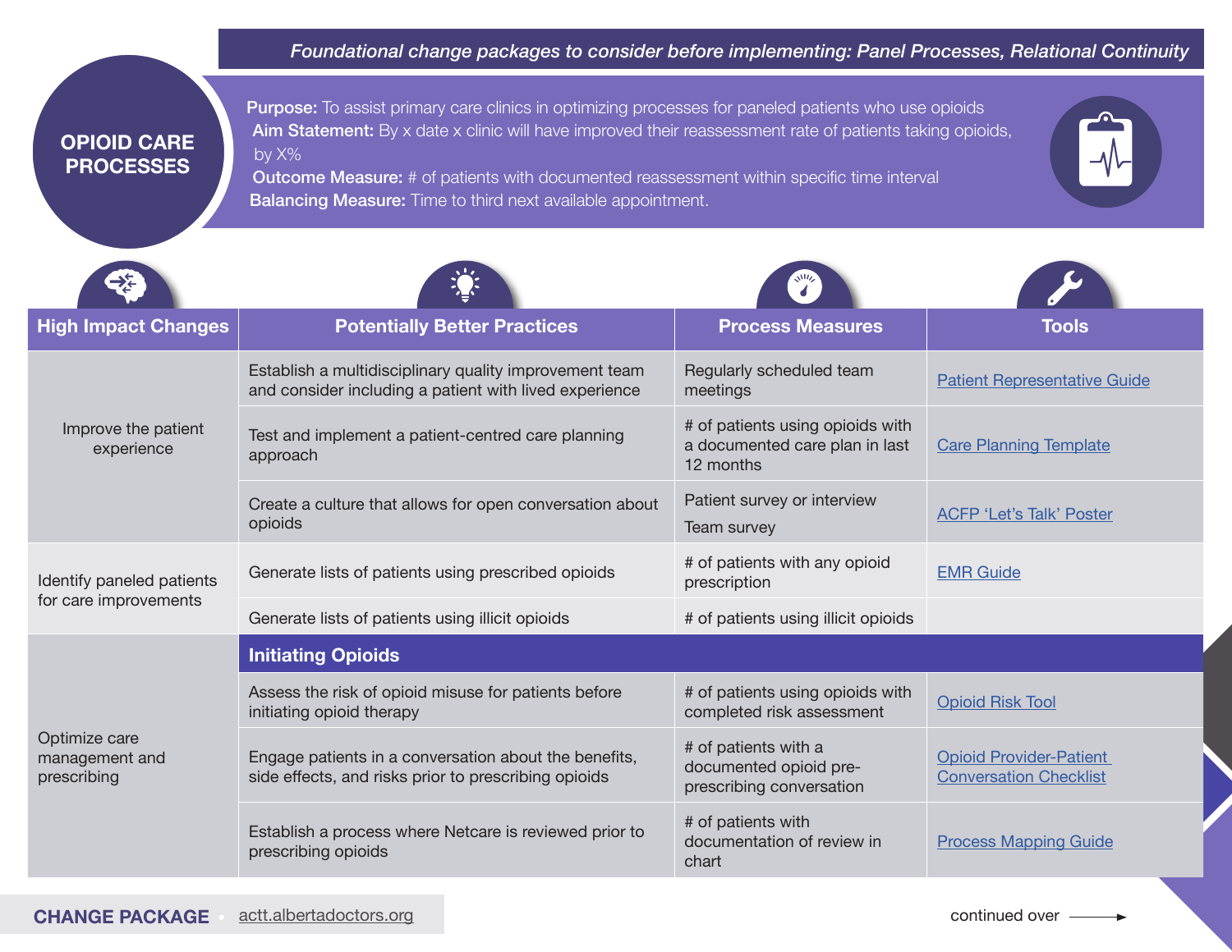*Foundational change packages to consider before implementing: Panel Processes, Relational Continuity*

# OPIOID CARE PROCESSES

**Purpose:** To assist primary care clinics in optimizing processes for paneled patients who use opioids

**Aim Statement:** By x date x clinic will have improved their reassessment rate of patients taking opioids, by X%

**Outcome Measure:** # of patients with documented reassessment within specific time interval

**Balancing Measure:** Time to third next available appointment.

| High Impact Changes | Potentially Better Practices | Process Measures | Tools |
|---|---|---|---|
| Improve the patient experience | Establish a multidisciplinary quality improvement team and consider including a patient with lived experience | Regularly scheduled team meetings | Patient Representative Guide |
| | Test and implement a patient-centred care planning approach | # of patients using opioids with a documented care plan in last 12 months | Care Planning Template |
| | Create a culture that allows for open conversation about opioids | Patient survey or interview<br>Team survey | ACFP 'Let's Talk' Poster |
| Identify paneled patients for care improvements | Generate lists of patients using prescribed opioids | # of patients with any opioid prescription | EMR Guide |
| | Generate lists of patients using illicit opioids | # of patients using illicit opioids | |
| Optimize care management and prescribing | **Initiating Opioids** | | |
| | Assess the risk of opioid misuse for patients before initiating opioid therapy | # of patients using opioids with completed risk assessment | Opioid Risk Tool |
| | Engage patients in a conversation about the benefits, side effects, and risks prior to prescribing opioids | # of patients with a documented opioid pre-prescribing conversation | Opioid Provider-Patient Conversation Checklist |
| | Establish a process where Netcare is reviewed prior to prescribing opioids | # of patients with documentation of review in chart | Process Mapping Guide |

**CHANGE PACKAGE** • actt.albertadoctors.org

continued over →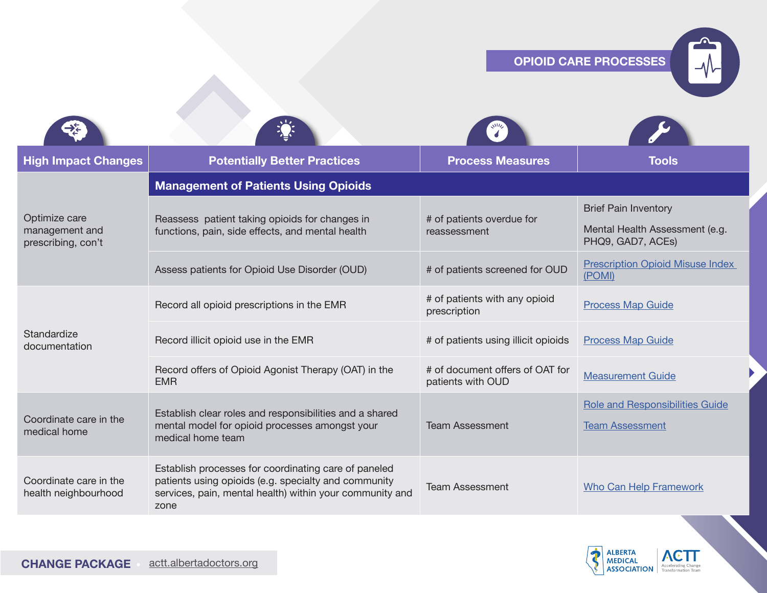## OPIOID CARE PROCESSES

| High Impact Changes | Potentially Better Practices | Process Measures | Tools |
|---|---|---|---|
| | **Management of Patients Using Opioids** | | |
| Optimize care management and prescribing, con't | Reassess patient taking opioids for changes in functions, pain, side effects, and mental health | # of patients overdue for reassessment | Brief Pain Inventory<br><br>Mental Health Assessment (e.g. PHQ9, GAD7, ACEs) |
| | Assess patients for Opioid Use Disorder (OUD) | # of patients screened for OUD | Prescription Opioid Misuse Index (POMI) |
| Standardize documentation | Record all opioid prescriptions in the EMR | # of patients with any opioid prescription | Process Map Guide |
| | Record illicit opioid use in the EMR | # of patients using illicit opioids | Process Map Guide |
| | Record offers of Opioid Agonist Therapy (OAT) in the EMR | # of document offers of OAT for patients with OUD | Measurement Guide |
| Coordinate care in the medical home | Establish clear roles and responsibilities and a shared mental model for opioid processes amongst your medical home team | Team Assessment | Role and Responsibilities Guide<br><br>Team Assessment |
| Coordinate care in the health neighbourhood | Establish processes for coordinating care of paneled patients using opioids (e.g. specialty and community services, pain, mental health) within your community and zone | Team Assessment | Who Can Help Framework |

**CHANGE PACKAGE** • actt.albertadoctors.org